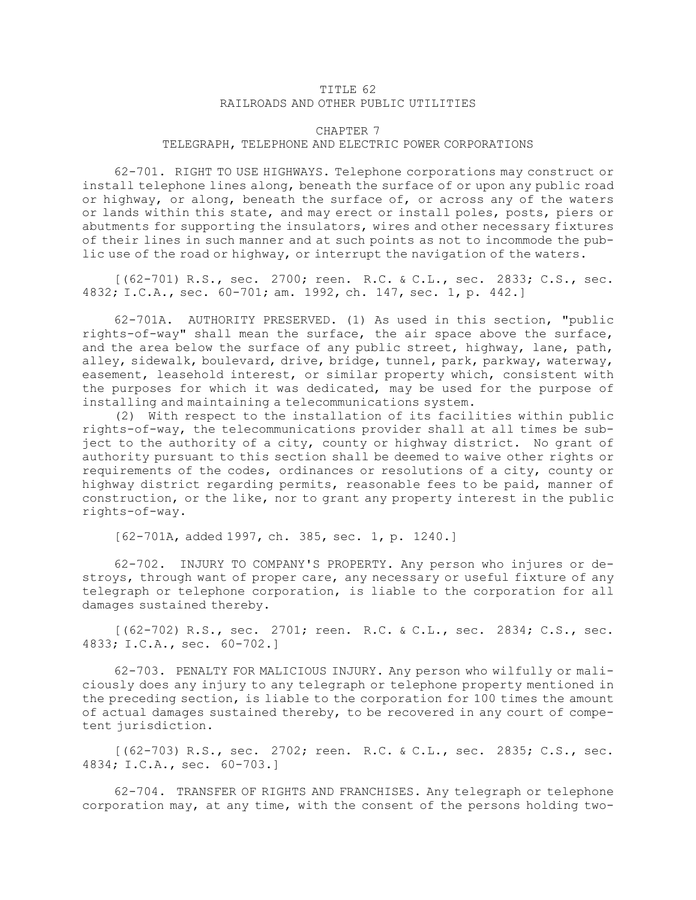# TITLE 62
# RAILROADS AND OTHER PUBLIC UTILITIES

## CHAPTER 7
## TELEGRAPH, TELEPHONE AND ELECTRIC POWER CORPORATIONS

62-701. RIGHT TO USE HIGHWAYS. Telephone corporations may construct or install telephone lines along, beneath the surface of or upon any public road or highway, or along, beneath the surface of, or across any of the waters or lands within this state, and may erect or install poles, posts, piers or abutments for supporting the insulators, wires and other necessary fixtures of their lines in such manner and at such points as not to incommode the public use of the road or highway, or interrupt the navigation of the waters.

[(62-701) R.S., sec. 2700; reen. R.C. & C.L., sec. 2833; C.S., sec. 4832; I.C.A., sec. 60-701; am. 1992, ch. 147, sec. 1, p. 442.]

62-701A. AUTHORITY PRESERVED. (1) As used in this section, "public rights-of-way" shall mean the surface, the air space above the surface, and the area below the surface of any public street, highway, lane, path, alley, sidewalk, boulevard, drive, bridge, tunnel, park, parkway, waterway, easement, leasehold interest, or similar property which, consistent with the purposes for which it was dedicated, may be used for the purpose of installing and maintaining a telecommunications system.

(2) With respect to the installation of its facilities within public rights-of-way, the telecommunications provider shall at all times be subject to the authority of a city, county or highway district. No grant of authority pursuant to this section shall be deemed to waive other rights or requirements of the codes, ordinances or resolutions of a city, county or highway district regarding permits, reasonable fees to be paid, manner of construction, or the like, nor to grant any property interest in the public rights-of-way.

[62-701A, added 1997, ch. 385, sec. 1, p. 1240.]

62-702. INJURY TO COMPANY'S PROPERTY. Any person who injures or destroys, through want of proper care, any necessary or useful fixture of any telegraph or telephone corporation, is liable to the corporation for all damages sustained thereby.

[(62-702) R.S., sec. 2701; reen. R.C. & C.L., sec. 2834; C.S., sec. 4833; I.C.A., sec. 60-702.]

62-703. PENALTY FOR MALICIOUS INJURY. Any person who wilfully or maliciously does any injury to any telegraph or telephone property mentioned in the preceding section, is liable to the corporation for 100 times the amount of actual damages sustained thereby, to be recovered in any court of competent jurisdiction.

[(62-703) R.S., sec. 2702; reen. R.C. & C.L., sec. 2835; C.S., sec. 4834; I.C.A., sec. 60-703.]

62-704. TRANSFER OF RIGHTS AND FRANCHISES. Any telegraph or telephone corporation may, at any time, with the consent of the persons holding two-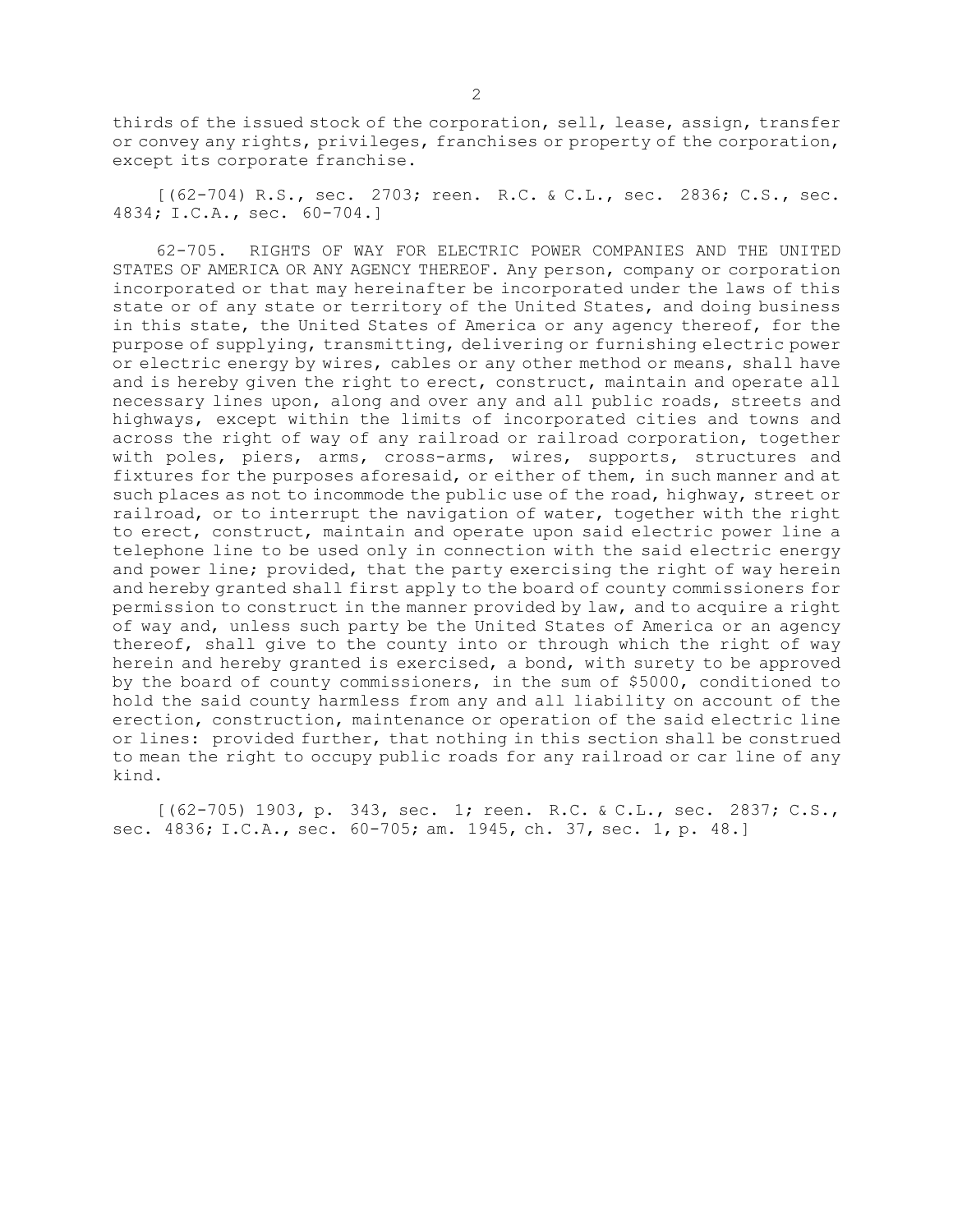thirds of the issued stock of the corporation, sell, lease, assign, transfer or convey any rights, privileges, franchises or property of the corporation, except its corporate franchise.

[(62-704) R.S., sec. 2703; reen. R.C. & C.L., sec. 2836; C.S., sec. 4834; I.C.A., sec. 60-704.]

62-705. RIGHTS OF WAY FOR ELECTRIC POWER COMPANIES AND THE UNITED STATES OF AMERICA OR ANY AGENCY THEREOF. Any person, company or corporation incorporated or that may hereinafter be incorporated under the laws of this state or of any state or territory of the United States, and doing business in this state, the United States of America or any agency thereof, for the purpose of supplying, transmitting, delivering or furnishing electric power or electric energy by wires, cables or any other method or means, shall have and is hereby given the right to erect, construct, maintain and operate all necessary lines upon, along and over any and all public roads, streets and highways, except within the limits of incorporated cities and towns and across the right of way of any railroad or railroad corporation, together with poles, piers, arms, cross-arms, wires, supports, structures and fixtures for the purposes aforesaid, or either of them, in such manner and at such places as not to incommode the public use of the road, highway, street or railroad, or to interrupt the navigation of water, together with the right to erect, construct, maintain and operate upon said electric power line a telephone line to be used only in connection with the said electric energy and power line; provided, that the party exercising the right of way herein and hereby granted shall first apply to the board of county commissioners for permission to construct in the manner provided by law, and to acquire a right of way and, unless such party be the United States of America or an agency thereof, shall give to the county into or through which the right of way herein and hereby granted is exercised, a bond, with surety to be approved by the board of county commissioners, in the sum of $5000, conditioned to hold the said county harmless from any and all liability on account of the erection, construction, maintenance or operation of the said electric line or lines: provided further, that nothing in this section shall be construed to mean the right to occupy public roads for any railroad or car line of any kind.

[(62-705) 1903, p. 343, sec. 1; reen. R.C. & C.L., sec. 2837; C.S., sec. 4836; I.C.A., sec. 60-705; am. 1945, ch. 37, sec. 1, p. 48.]